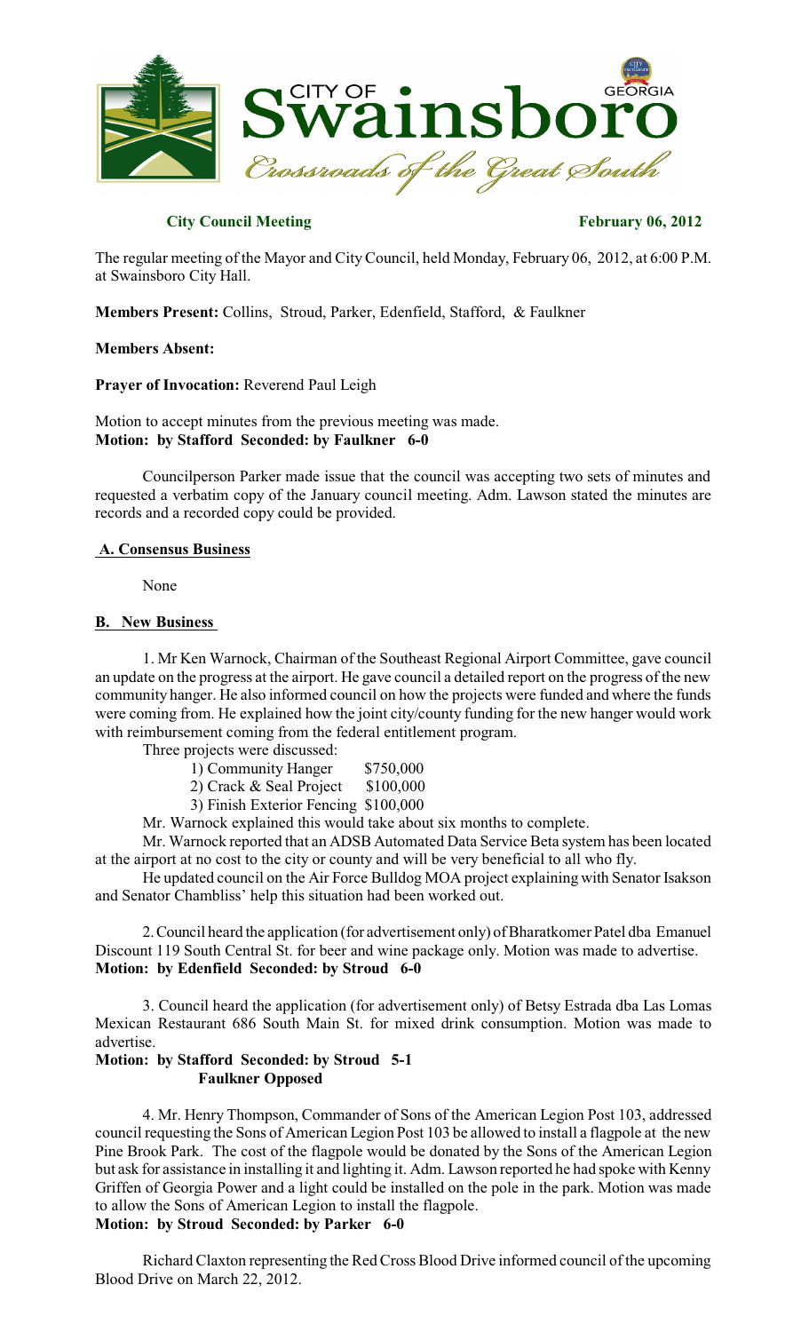**City Council Meeting** **February 06, 2012**

The regular meeting of the Mayor and City Council, held Monday, February 06, 2012, at 6:00 P.M. at Swainsboro City Hall.

**Members Present:** Collins, Stroud, Parker, Edenfield, Stafford, & Faulkner

**Members Absent:**

**Prayer of Invocation:** Reverend Paul Leigh

Motion to accept minutes from the previous meeting was made.
**Motion: by Stafford Seconded: by Faulkner 6-0**

Councilperson Parker made issue that the council was accepting two sets of minutes and requested a verbatim copy of the January council meeting. Adm. Lawson stated the minutes are records and a recorded copy could be provided.

## A. Consensus Business

None

## B. New Business

1. Mr Ken Warnock, Chairman of the Southeast Regional Airport Committee, gave council an update on the progress at the airport. He gave council a detailed report on the progress of the new community hanger. He also informed council on how the projects were funded and where the funds were coming from. He explained how the joint city/county funding for the new hanger would work with reimbursement coming from the federal entitlement program.

Three projects were discussed:

1) Community Hanger $750,000
2) Crack & Seal Project $100,000
3) Finish Exterior Fencing $100,000

Mr. Warnock explained this would take about six months to complete.

Mr. Warnock reported that an ADSB Automated Data Service Beta system has been located at the airport at no cost to the city or county and will be very beneficial to all who fly.

He updated council on the Air Force Bulldog MOA project explaining with Senator Isakson and Senator Chambliss' help this situation had been worked out.

2. Council heard the application (for advertisement only) of Bharatkomer Patel dba Emanuel Discount 119 South Central St. for beer and wine package only. Motion was made to advertise.
**Motion: by Edenfield Seconded: by Stroud 6-0**

3. Council heard the application (for advertisement only) of Betsy Estrada dba Las Lomas Mexican Restaurant 686 South Main St. for mixed drink consumption. Motion was made to advertise.
**Motion: by Stafford Seconded: by Stroud 5-1**
**Faulkner Opposed**

4. Mr. Henry Thompson, Commander of Sons of the American Legion Post 103, addressed council requesting the Sons of American Legion Post 103 be allowed to install a flagpole at the new Pine Brook Park. The cost of the flagpole would be donated by the Sons of the American Legion but ask for assistance in installing it and lighting it. Adm. Lawson reported he had spoke with Kenny Griffen of Georgia Power and a light could be installed on the pole in the park. Motion was made to allow the Sons of American Legion to install the flagpole.
**Motion: by Stroud Seconded: by Parker 6-0**

Richard Claxton representing the Red Cross Blood Drive informed council of the upcoming Blood Drive on March 22, 2012.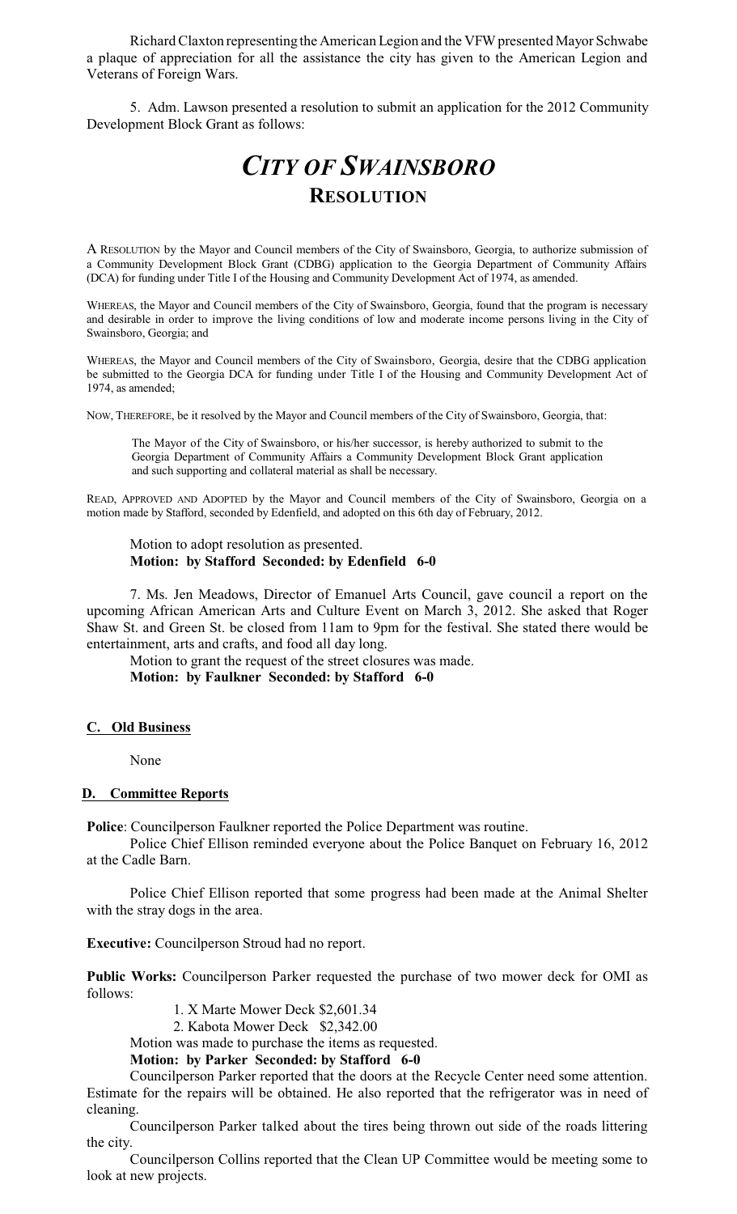Richard Claxton representing the American Legion and the VFW presented Mayor Schwabe a plaque of appreciation for all the assistance the city has given to the American Legion and Veterans of Foreign Wars.

5. Adm. Lawson presented a resolution to submit an application for the 2012 Community Development Block Grant as follows:

# *CITY OF SWAINSBORO*

## RESOLUTION

A RESOLUTION by the Mayor and Council members of the City of Swainsboro, Georgia, to authorize submission of a Community Development Block Grant (CDBG) application to the Georgia Department of Community Affairs (DCA) for funding under Title I of the Housing and Community Development Act of 1974, as amended.

WHEREAS, the Mayor and Council members of the City of Swainsboro, Georgia, found that the program is necessary and desirable in order to improve the living conditions of low and moderate income persons living in the City of Swainsboro, Georgia; and

WHEREAS, the Mayor and Council members of the City of Swainsboro, Georgia, desire that the CDBG application be submitted to the Georgia DCA for funding under Title I of the Housing and Community Development Act of 1974, as amended;

NOW, THEREFORE, be it resolved by the Mayor and Council members of the City of Swainsboro, Georgia, that:

> The Mayor of the City of Swainsboro, or his/her successor, is hereby authorized to submit to the Georgia Department of Community Affairs a Community Development Block Grant application and such supporting and collateral material as shall be necessary.

READ, APPROVED AND ADOPTED by the Mayor and Council members of the City of Swainsboro, Georgia on a motion made by Stafford, seconded by Edenfield, and adopted on this 6th day of February, 2012.

Motion to adopt resolution as presented.
**Motion: by Stafford Seconded: by Edenfield 6-0**

7. Ms. Jen Meadows, Director of Emanuel Arts Council, gave council a report on the upcoming African American Arts and Culture Event on March 3, 2012. She asked that Roger Shaw St. and Green St. be closed from 11am to 9pm for the festival. She stated there would be entertainment, arts and crafts, and food all day long.

Motion to grant the request of the street closures was made.
**Motion: by Faulkner Seconded: by Stafford 6-0**

**C. Old Business**

None

**D. Committee Reports**

**Police**: Councilperson Faulkner reported the Police Department was routine.

Police Chief Ellison reminded everyone about the Police Banquet on February 16, 2012 at the Cadle Barn.

Police Chief Ellison reported that some progress had been made at the Animal Shelter with the stray dogs in the area.

**Executive:** Councilperson Stroud had no report.

**Public Works:** Councilperson Parker requested the purchase of two mower deck for OMI as follows:

1. X Marte Mower Deck $2,601.34
2. Kabota Mower Deck $2,342.00

Motion was made to purchase the items as requested.
**Motion: by Parker Seconded: by Stafford 6-0**

Councilperson Parker reported that the doors at the Recycle Center need some attention. Estimate for the repairs will be obtained. He also reported that the refrigerator was in need of cleaning.

Councilperson Parker talked about the tires being thrown out side of the roads littering the city.

Councilperson Collins reported that the Clean UP Committee would be meeting some to look at new projects.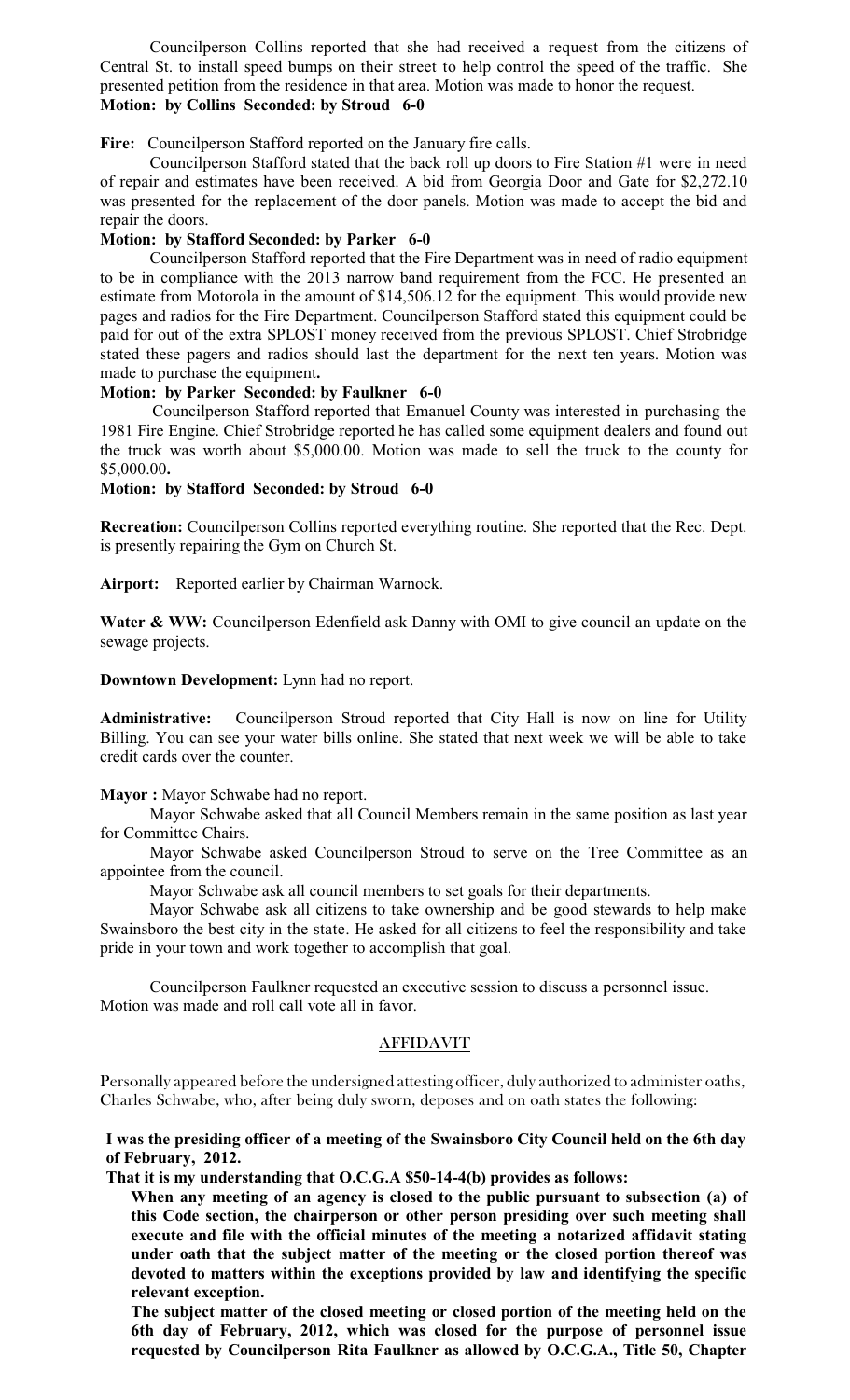Councilperson Collins reported that she had received a request from the citizens of Central St. to install speed bumps on their street to help control the speed of the traffic. She presented petition from the residence in that area. Motion was made to honor the request.

**Motion: by Collins Seconded: by Stroud 6-0**

**Fire:** Councilperson Stafford reported on the January fire calls.

Councilperson Stafford stated that the back roll up doors to Fire Station #1 were in need of repair and estimates have been received. A bid from Georgia Door and Gate for $2,272.10 was presented for the replacement of the door panels. Motion was made to accept the bid and repair the doors.

**Motion: by Stafford Seconded: by Parker 6-0**

Councilperson Stafford reported that the Fire Department was in need of radio equipment to be in compliance with the 2013 narrow band requirement from the FCC. He presented an estimate from Motorola in the amount of $14,506.12 for the equipment. This would provide new pages and radios for the Fire Department. Councilperson Stafford stated this equipment could be paid for out of the extra SPLOST money received from the previous SPLOST. Chief Strobridge stated these pagers and radios should last the department for the next ten years. Motion was made to purchase the equipment.

**Motion: by Parker Seconded: by Faulkner 6-0**

Councilperson Stafford reported that Emanuel County was interested in purchasing the 1981 Fire Engine. Chief Strobridge reported he has called some equipment dealers and found out the truck was worth about $5,000.00. Motion was made to sell the truck to the county for $5,000.00.

**Motion: by Stafford Seconded: by Stroud 6-0**

**Recreation:** Councilperson Collins reported everything routine. She reported that the Rec. Dept. is presently repairing the Gym on Church St.

**Airport:** Reported earlier by Chairman Warnock.

**Water & WW:** Councilperson Edenfield ask Danny with OMI to give council an update on the sewage projects.

**Downtown Development:** Lynn had no report.

**Administrative:** Councilperson Stroud reported that City Hall is now on line for Utility Billing. You can see your water bills online. She stated that next week we will be able to take credit cards over the counter.

**Mayor :** Mayor Schwabe had no report.

Mayor Schwabe asked that all Council Members remain in the same position as last year for Committee Chairs.

Mayor Schwabe asked Councilperson Stroud to serve on the Tree Committee as an appointee from the council.

Mayor Schwabe ask all council members to set goals for their departments.

Mayor Schwabe ask all citizens to take ownership and be good stewards to help make Swainsboro the best city in the state. He asked for all citizens to feel the responsibility and take pride in your town and work together to accomplish that goal.

Councilperson Faulkner requested an executive session to discuss a personnel issue. Motion was made and roll call vote all in favor.

## AFFIDAVIT

Personally appeared before the undersigned attesting officer, duly authorized to administer oaths, Charles Schwabe, who, after being duly sworn, deposes and on oath states the following:

**I was the presiding officer of a meeting of the Swainsboro City Council held on the 6th day of February, 2012.**

**That it is my understanding that O.C.G.A $50-14-4(b) provides as follows:**

**When any meeting of an agency is closed to the public pursuant to subsection (a) of this Code section, the chairperson or other person presiding over such meeting shall execute and file with the official minutes of the meeting a notarized affidavit stating under oath that the subject matter of the meeting or the closed portion thereof was devoted to matters within the exceptions provided by law and identifying the specific relevant exception.**

**The subject matter of the closed meeting or closed portion of the meeting held on the 6th day of February, 2012, which was closed for the purpose of personnel issue requested by Councilperson Rita Faulkner as allowed by O.C.G.A., Title 50, Chapter**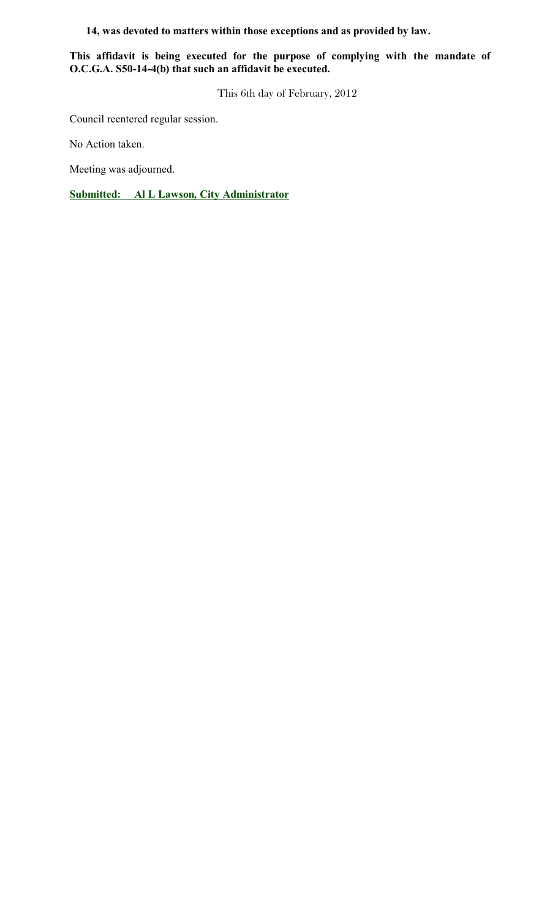**14, was devoted to matters within those exceptions and as provided by law.**

**This affidavit is being executed for the purpose of complying with the mandate of O.C.G.A. S50-14-4(b) that such an affidavit be executed.**

This 6th day of February, 2012

Council reentered regular session.

No Action taken.

Meeting was adjourned.

**Submitted: Al L Lawson, City Administrator**